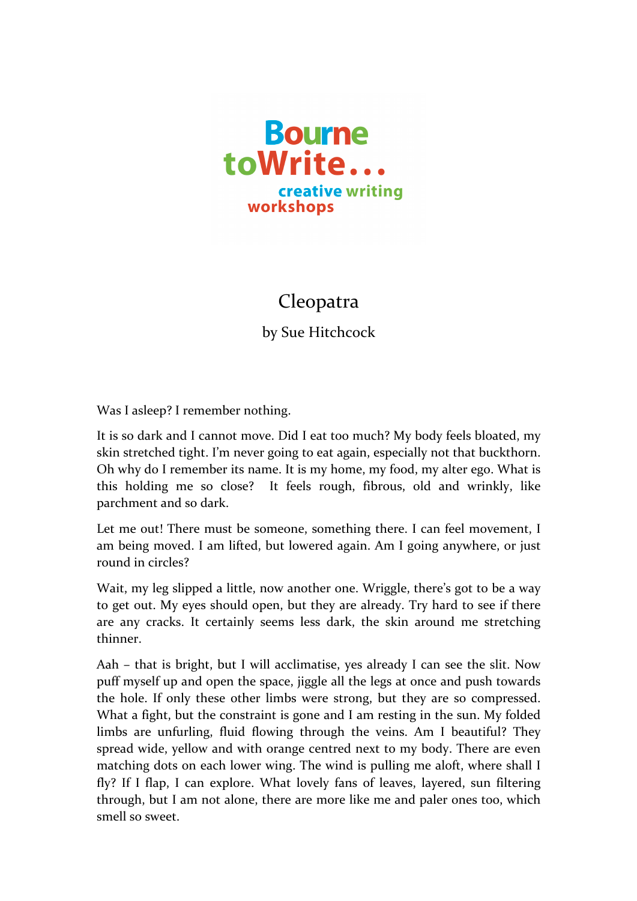Bourne toWrite... creative writing workshops

# Cleopatra

by Sue Hitchcock

Was I asleep? I remember nothing.

It is so dark and I cannot move. Did I eat too much? My body feels bloated, my skin stretched tight. I'm never going to eat again, especially not that buckthorn. Oh why do I remember its name. It is my home, my food, my alter ego. What is this holding me so close? It feels rough, fibrous, old and wrinkly, like parchment and so dark.

Let me out! There must be someone, something there. I can feel movement, I am being moved. I am lifted, but lowered again. Am I going anywhere, or just round in circles?

Wait, my leg slipped a little, now another one. Wriggle, there's got to be a way to get out. My eyes should open, but they are already. Try hard to see if there are any cracks. It certainly seems less dark, the skin around me stretching thinner.

Aah – that is bright, but I will acclimatise, yes already I can see the slit. Now puff myself up and open the space, jiggle all the legs at once and push towards the hole. If only these other limbs were strong, but they are so compressed. What a fight, but the constraint is gone and I am resting in the sun. My folded limbs are unfurling, fluid flowing through the veins. Am I beautiful? They spread wide, yellow and with orange centred next to my body. There are even matching dots on each lower wing. The wind is pulling me aloft, where shall I fly? If I flap, I can explore. What lovely fans of leaves, layered, sun filtering through, but I am not alone, there are more like me and paler ones too, which smell so sweet.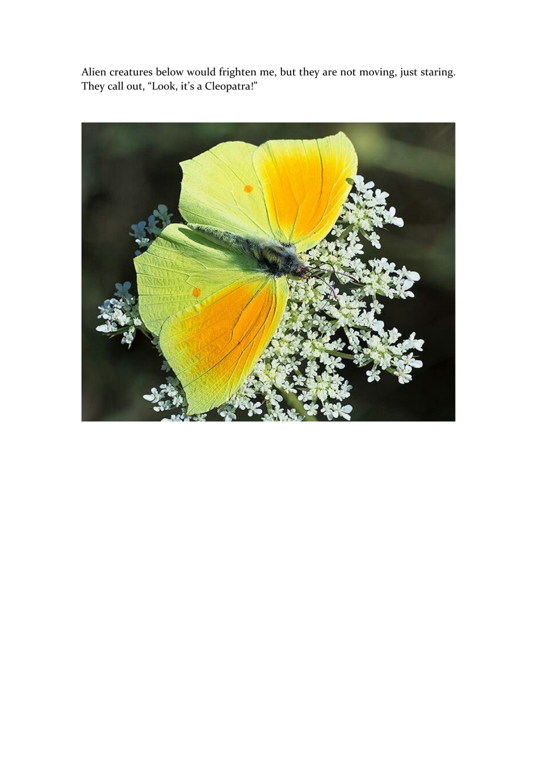Alien creatures below would frighten me, but they are not moving, just staring. They call out, "Look, it's a Cleopatra!"